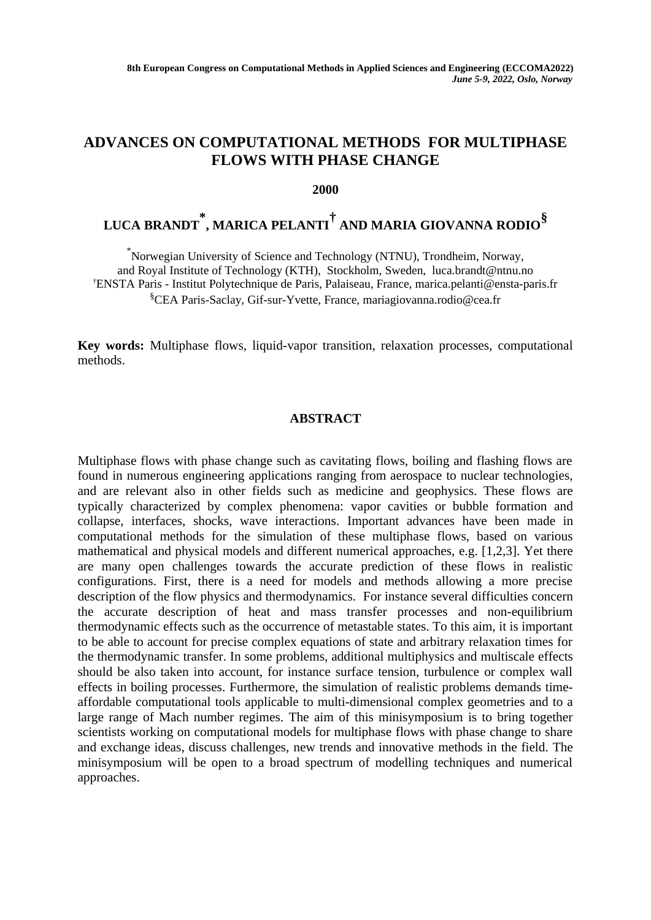# ADVANCES ON COMPUTATIONAL METHODS FOR MULTIPHASE FLOWS WITH PHASE CHANGE

**2000**

**LUCA BRANDT[*], MARICA PELANTI[†] AND MARIA GIOVANNA RODIO[§]**

[*]Norwegian University of Science and Technology (NTNU), Trondheim, Norway, and Royal Institute of Technology (KTH), Stockholm, Sweden, luca.brandt@ntnu.no

[†]ENSTA Paris - Institut Polytechnique de Paris, Palaiseau, France, marica.pelanti@ensta-paris.fr

[§]CEA Paris-Saclay, Gif-sur-Yvette, France, mariagiovanna.rodio@cea.fr

**Key words:** Multiphase flows, liquid-vapor transition, relaxation processes, computational methods.

## ABSTRACT

Multiphase flows with phase change such as cavitating flows, boiling and flashing flows are found in numerous engineering applications ranging from aerospace to nuclear technologies, and are relevant also in other fields such as medicine and geophysics. These flows are typically characterized by complex phenomena: vapor cavities or bubble formation and collapse, interfaces, shocks, wave interactions. Important advances have been made in computational methods for the simulation of these multiphase flows, based on various mathematical and physical models and different numerical approaches, e.g. [1,2,3]. Yet there are many open challenges towards the accurate prediction of these flows in realistic configurations. First, there is a need for models and methods allowing a more precise description of the flow physics and thermodynamics. For instance several difficulties concern the accurate description of heat and mass transfer processes and non-equilibrium thermodynamic effects such as the occurrence of metastable states. To this aim, it is important to be able to account for precise complex equations of state and arbitrary relaxation times for the thermodynamic transfer. In some problems, additional multiphysics and multiscale effects should be also taken into account, for instance surface tension, turbulence or complex wall effects in boiling processes. Furthermore, the simulation of realistic problems demands time-affordable computational tools applicable to multi-dimensional complex geometries and to a large range of Mach number regimes. The aim of this minisymposium is to bring together scientists working on computational models for multiphase flows with phase change to share and exchange ideas, discuss challenges, new trends and innovative methods in the field. The minisymposium will be open to a broad spectrum of modelling techniques and numerical approaches.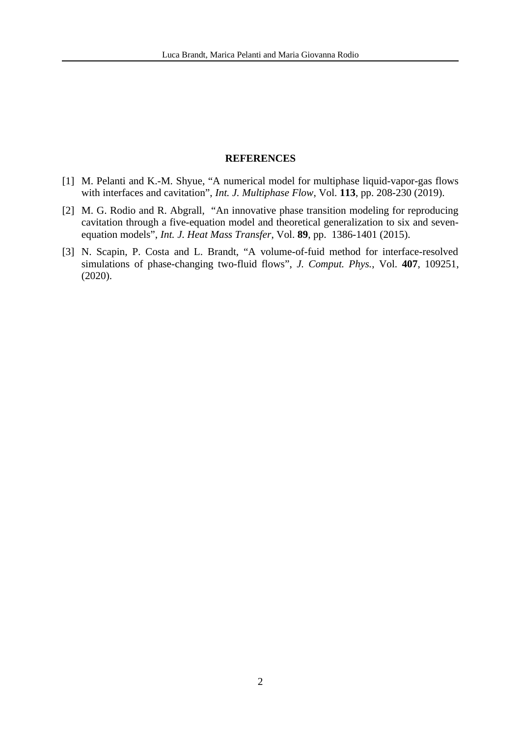**REFERENCES**

[1] M. Pelanti and K.-M. Shyue, "A numerical model for multiphase liquid-vapor-gas flows with interfaces and cavitation", *Int. J. Multiphase Flow*, Vol. **113**, pp. 208-230 (2019).

[2] M. G. Rodio and R. Abgrall, "An innovative phase transition modeling for reproducing cavitation through a five-equation model and theoretical generalization to six and seven-equation models", *Int. J. Heat Mass Transfer*, Vol. **89**, pp. 1386-1401 (2015).

[3] N. Scapin, P. Costa and L. Brandt, "A volume-of-fuid method for interface-resolved simulations of phase-changing two-fluid flows", *J. Comput. Phys.*, Vol. **407**, 109251, (2020).